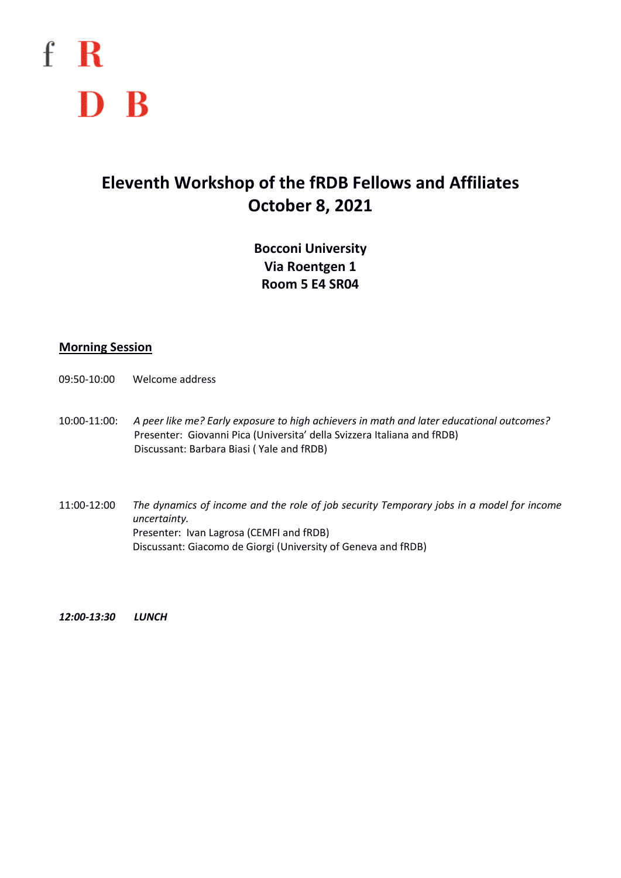f R

D B

# Eleventh Workshop of the fRDB Fellows and Affiliates
# October 8, 2021

**Bocconi University**
**Via Roentgen 1**
**Room 5 E4 SR04**

## <u>Morning Session</u>

09:50-10:00 Welcome address

10:00-11:00: *A peer like me? Early exposure to high achievers in math and later educational outcomes?*
Presenter: Giovanni Pica (Universita' della Svizzera Italiana and fRDB)
Discussant: Barbara Biasi ( Yale and fRDB)

11:00-12:00 *The dynamics of income and the role of job security Temporary jobs in a model for income uncertainty.*
Presenter: Ivan Lagrosa (CEMFI and fRDB)
Discussant: Giacomo de Giorgi (University of Geneva and fRDB)

***12:00-13:30 LUNCH***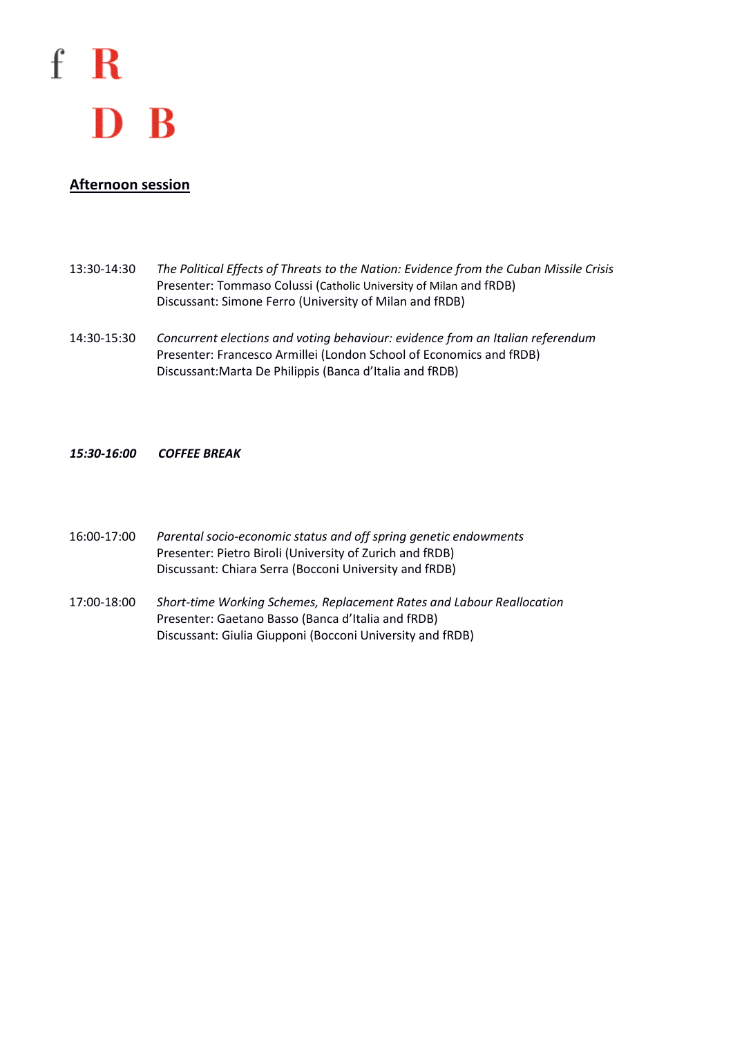f R

D B

## Afternoon session

13:30-14:30 *The Political Effects of Threats to the Nation: Evidence from the Cuban Missile Crisis*
Presenter: Tommaso Colussi (Catholic University of Milan and fRDB)
Discussant: Simone Ferro (University of Milan and fRDB)

14:30-15:30 *Concurrent elections and voting behaviour: evidence from an Italian referendum*
Presenter: Francesco Armillei (London School of Economics and fRDB)
Discussant:Marta De Philippis (Banca d'Italia and fRDB)

***15:30-16:00 COFFEE BREAK***

16:00-17:00 *Parental socio-economic status and off spring genetic endowments*
Presenter: Pietro Biroli (University of Zurich and fRDB)
Discussant: Chiara Serra (Bocconi University and fRDB)

17:00-18:00 *Short-time Working Schemes, Replacement Rates and Labour Reallocation*
Presenter: Gaetano Basso (Banca d'Italia and fRDB)
Discussant: Giulia Giupponi (Bocconi University and fRDB)